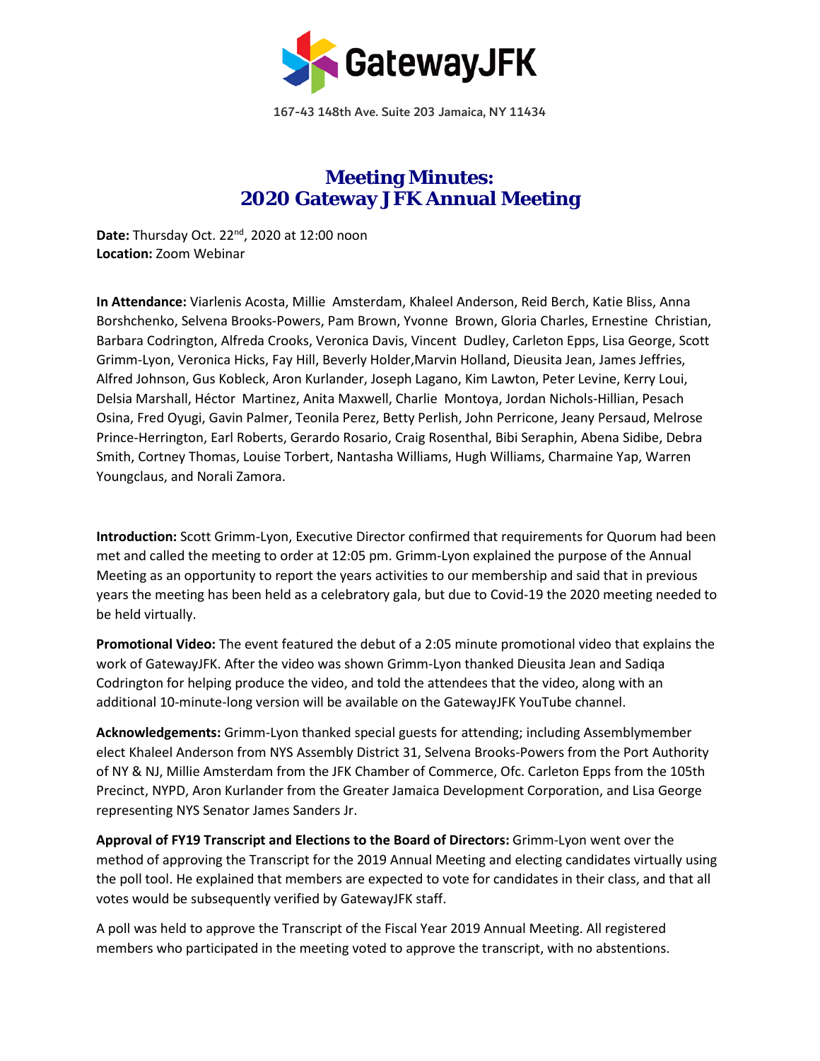GatewayJFK

167-43 148th Ave. Suite 203 Jamaica, NY 11434

# Meeting Minutes: 2020 Gateway JFK Annual Meeting

**Date:** Thursday Oct. 22nd, 2020 at 12:00 noon
**Location:** Zoom Webinar

**In Attendance:** Viarlenis Acosta, Millie Amsterdam, Khaleel Anderson, Reid Berch, Katie Bliss, Anna Borshchenko, Selvena Brooks-Powers, Pam Brown, Yvonne Brown, Gloria Charles, Ernestine Christian, Barbara Codrington, Alfreda Crooks, Veronica Davis, Vincent Dudley, Carleton Epps, Lisa George, Scott Grimm-Lyon, Veronica Hicks, Fay Hill, Beverly Holder,Marvin Holland, Dieusita Jean, James Jeffries, Alfred Johnson, Gus Kobleck, Aron Kurlander, Joseph Lagano, Kim Lawton, Peter Levine, Kerry Loui, Delsia Marshall, Héctor Martinez, Anita Maxwell, Charlie Montoya, Jordan Nichols-Hillian, Pesach Osina, Fred Oyugi, Gavin Palmer, Teonila Perez, Betty Perlish, John Perricone, Jeany Persaud, Melrose Prince-Herrington, Earl Roberts, Gerardo Rosario, Craig Rosenthal, Bibi Seraphin, Abena Sidibe, Debra Smith, Cortney Thomas, Louise Torbert, Nantasha Williams, Hugh Williams, Charmaine Yap, Warren Youngclaus, and Norali Zamora.

**Introduction:** Scott Grimm-Lyon, Executive Director confirmed that requirements for Quorum had been met and called the meeting to order at 12:05 pm. Grimm-Lyon explained the purpose of the Annual Meeting as an opportunity to report the years activities to our membership and said that in previous years the meeting has been held as a celebratory gala, but due to Covid-19 the 2020 meeting needed to be held virtually.

**Promotional Video:** The event featured the debut of a 2:05 minute promotional video that explains the work of GatewayJFK. After the video was shown Grimm-Lyon thanked Dieusita Jean and Sadiqa Codrington for helping produce the video, and told the attendees that the video, along with an additional 10-minute-long version will be available on the GatewayJFK YouTube channel.

**Acknowledgements:** Grimm-Lyon thanked special guests for attending; including Assemblymember elect Khaleel Anderson from NYS Assembly District 31, Selvena Brooks-Powers from the Port Authority of NY & NJ, Millie Amsterdam from the JFK Chamber of Commerce, Ofc. Carleton Epps from the 105th Precinct, NYPD, Aron Kurlander from the Greater Jamaica Development Corporation, and Lisa George representing NYS Senator James Sanders Jr.

**Approval of FY19 Transcript and Elections to the Board of Directors:** Grimm-Lyon went over the method of approving the Transcript for the 2019 Annual Meeting and electing candidates virtually using the poll tool. He explained that members are expected to vote for candidates in their class, and that all votes would be subsequently verified by GatewayJFK staff.

A poll was held to approve the Transcript of the Fiscal Year 2019 Annual Meeting. All registered members who participated in the meeting voted to approve the transcript, with no abstentions.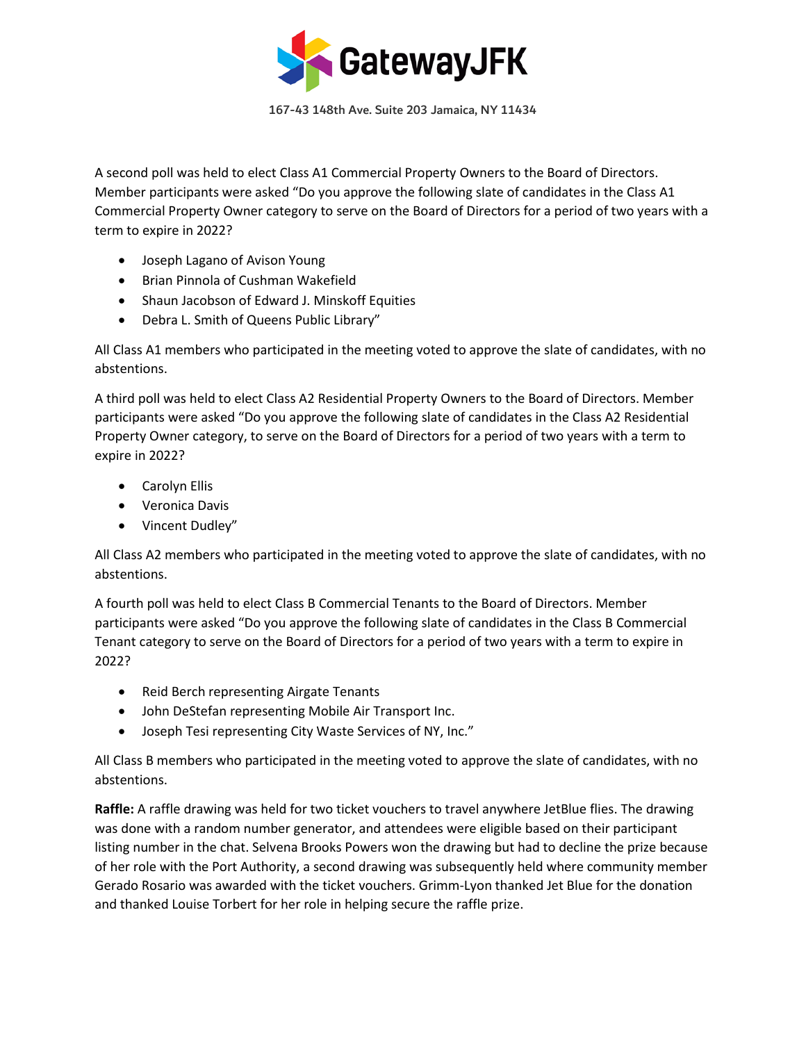A second poll was held to elect Class A1 Commercial Property Owners to the Board of Directors. Member participants were asked "Do you approve the following slate of candidates in the Class A1 Commercial Property Owner category to serve on the Board of Directors for a period of two years with a term to expire in 2022?

- Joseph Lagano of Avison Young
- Brian Pinnola of Cushman Wakefield
- Shaun Jacobson of Edward J. Minskoff Equities
- Debra L. Smith of Queens Public Library"

All Class A1 members who participated in the meeting voted to approve the slate of candidates, with no abstentions.

A third poll was held to elect Class A2 Residential Property Owners to the Board of Directors. Member participants were asked "Do you approve the following slate of candidates in the Class A2 Residential Property Owner category, to serve on the Board of Directors for a period of two years with a term to expire in 2022?

- Carolyn Ellis
- Veronica Davis
- Vincent Dudley"

All Class A2 members who participated in the meeting voted to approve the slate of candidates, with no abstentions.

A fourth poll was held to elect Class B Commercial Tenants to the Board of Directors. Member participants were asked "Do you approve the following slate of candidates in the Class B Commercial Tenant category to serve on the Board of Directors for a period of two years with a term to expire in 2022?

- Reid Berch representing Airgate Tenants
- John DeStefan representing Mobile Air Transport Inc.
- Joseph Tesi representing City Waste Services of NY, Inc."

All Class B members who participated in the meeting voted to approve the slate of candidates, with no abstentions.

**Raffle:** A raffle drawing was held for two ticket vouchers to travel anywhere JetBlue flies. The drawing was done with a random number generator, and attendees were eligible based on their participant listing number in the chat. Selvena Brooks Powers won the drawing but had to decline the prize because of her role with the Port Authority, a second drawing was subsequently held where community member Gerado Rosario was awarded with the ticket vouchers. Grimm-Lyon thanked Jet Blue for the donation and thanked Louise Torbert for her role in helping secure the raffle prize.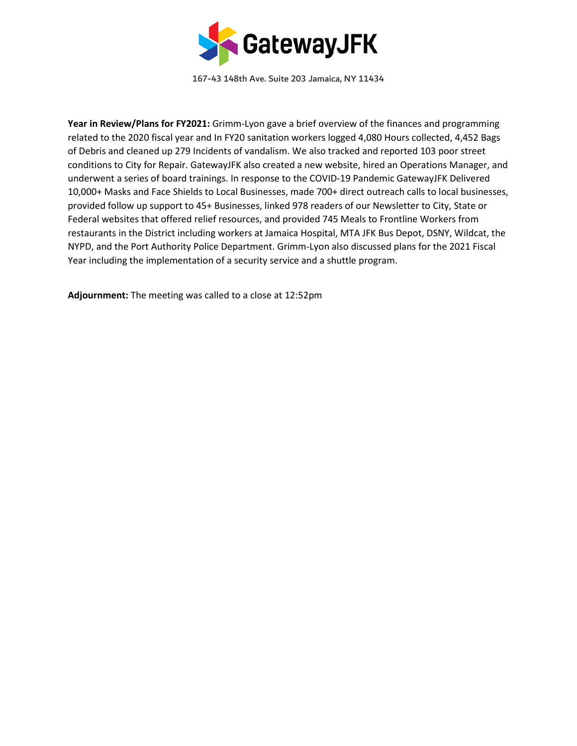**Year in Review/Plans for FY2021:** Grimm-Lyon gave a brief overview of the finances and programming related to the 2020 fiscal year and In FY20 sanitation workers logged 4,080 Hours collected, 4,452 Bags of Debris and cleaned up 279 Incidents of vandalism. We also tracked and reported 103 poor street conditions to City for Repair. GatewayJFK also created a new website, hired an Operations Manager, and underwent a series of board trainings. In response to the COVID-19 Pandemic GatewayJFK Delivered 10,000+ Masks and Face Shields to Local Businesses, made 700+ direct outreach calls to local businesses, provided follow up support to 45+ Businesses, linked 978 readers of our Newsletter to City, State or Federal websites that offered relief resources, and provided 745 Meals to Frontline Workers from restaurants in the District including workers at Jamaica Hospital, MTA JFK Bus Depot, DSNY, Wildcat, the NYPD, and the Port Authority Police Department. Grimm-Lyon also discussed plans for the 2021 Fiscal Year including the implementation of a security service and a shuttle program.

**Adjournment:** The meeting was called to a close at 12:52pm